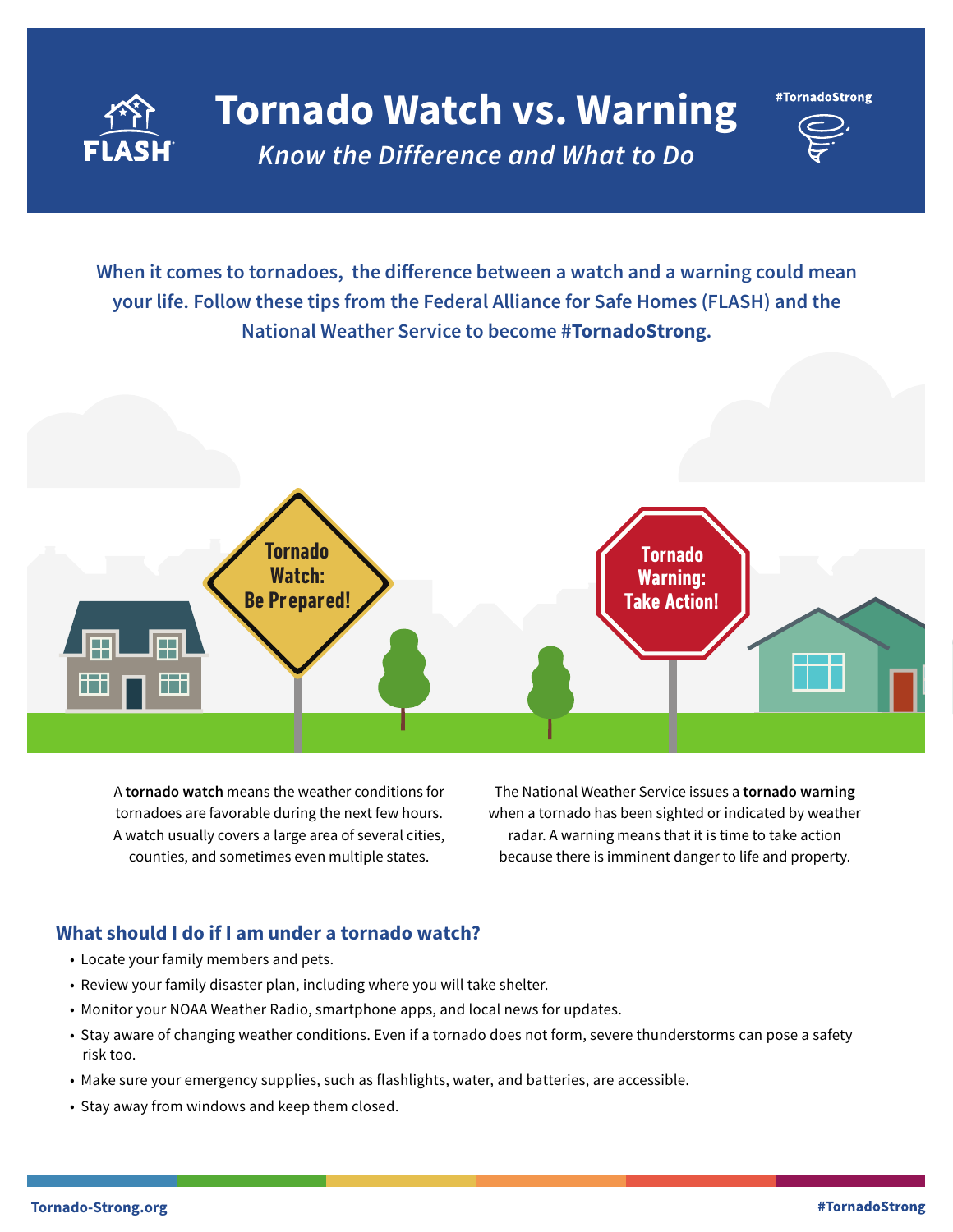# Tornado Watch vs. Warning

*Know the Difference and What to Do*

#TornadoStrong

**When it comes to tornadoes, the difference between a watch and a warning could mean your life. Follow these tips from the Federal Alliance for Safe Homes (FLASH) and the National Weather Service to become #TornadoStrong.**

**Tornado Watch: Be Prepared!**

**Tornado Warning: Take Action!**

A **tornado watch** means the weather conditions for tornadoes are favorable during the next few hours. A watch usually covers a large area of several cities, counties, and sometimes even multiple states.

The National Weather Service issues a **tornado warning** when a tornado has been sighted or indicated by weather radar. A warning means that it is time to take action because there is imminent danger to life and property.

## What should I do if I am under a tornado watch?

- Locate your family members and pets.
- Review your family disaster plan, including where you will take shelter.
- Monitor your NOAA Weather Radio, smartphone apps, and local news for updates.
- Stay aware of changing weather conditions. Even if a tornado does not form, severe thunderstorms can pose a safety risk too.
- Make sure your emergency supplies, such as flashlights, water, and batteries, are accessible.
- Stay away from windows and keep them closed.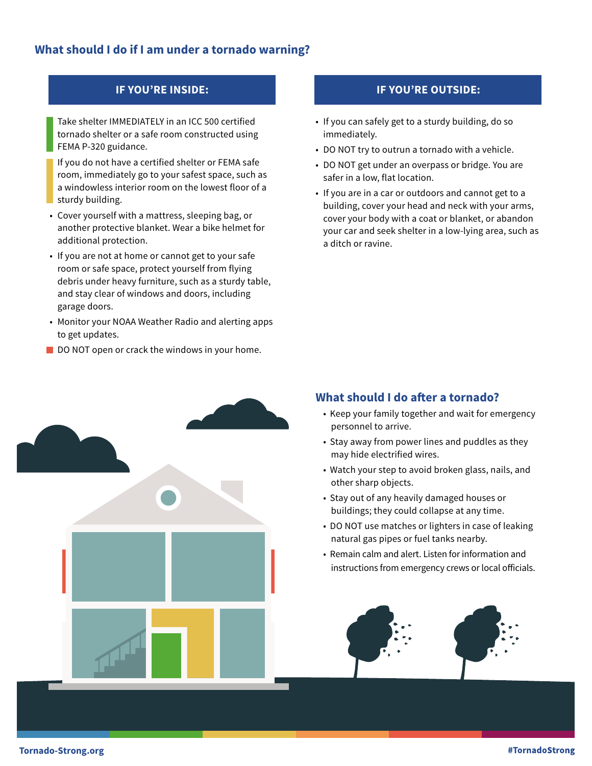## What should I do if I am under a tornado warning?

### IF YOU'RE INSIDE:

- Take shelter IMMEDIATELY in an ICC 500 certified tornado shelter or a safe room constructed using FEMA P-320 guidance.
- If you do not have a certified shelter or FEMA safe room, immediately go to your safest space, such as a windowless interior room on the lowest floor of a sturdy building.
- Cover yourself with a mattress, sleeping bag, or another protective blanket. Wear a bike helmet for additional protection.
- If you are not at home or cannot get to your safe room or safe space, protect yourself from flying debris under heavy furniture, such as a sturdy table, and stay clear of windows and doors, including garage doors.
- Monitor your NOAA Weather Radio and alerting apps to get updates.
- DO NOT open or crack the windows in your home.

### IF YOU'RE OUTSIDE:

- If you can safely get to a sturdy building, do so immediately.
- DO NOT try to outrun a tornado with a vehicle.
- DO NOT get under an overpass or bridge. You are safer in a low, flat location.
- If you are in a car or outdoors and cannot get to a building, cover your head and neck with your arms, cover your body with a coat or blanket, or abandon your car and seek shelter in a low-lying area, such as a ditch or ravine.

## What should I do after a tornado?

- Keep your family together and wait for emergency personnel to arrive.
- Stay away from power lines and puddles as they may hide electrified wires.
- Watch your step to avoid broken glass, nails, and other sharp objects.
- Stay out of any heavily damaged houses or buildings; they could collapse at any time.
- DO NOT use matches or lighters in case of leaking natural gas pipes or fuel tanks nearby.
- Remain calm and alert. Listen for information and instructions from emergency crews or local officials.

Tornado-Strong.org

#TornadoStrong